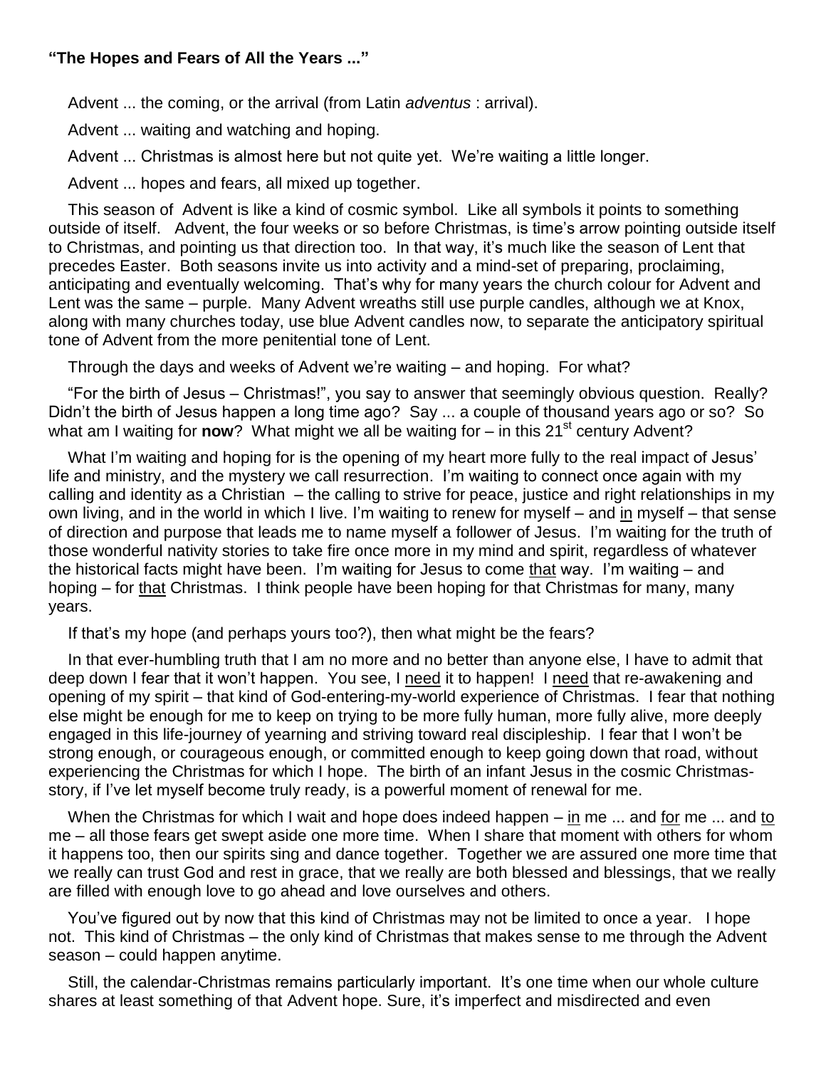**"The Hopes and Fears of All the Years ..."**

Advent ... the coming, or the arrival (from Latin *adventus* : arrival).

Advent ... waiting and watching and hoping.

Advent ... Christmas is almost here but not quite yet. We're waiting a little longer.

Advent ... hopes and fears, all mixed up together.

This season of Advent is like a kind of cosmic symbol. Like all symbols it points to something outside of itself. Advent, the four weeks or so before Christmas, is time's arrow pointing outside itself to Christmas, and pointing us that direction too. In that way, it's much like the season of Lent that precedes Easter. Both seasons invite us into activity and a mind-set of preparing, proclaiming, anticipating and eventually welcoming. That's why for many years the church colour for Advent and Lent was the same – purple. Many Advent wreaths still use purple candles, although we at Knox, along with many churches today, use blue Advent candles now, to separate the anticipatory spiritual tone of Advent from the more penitential tone of Lent.

Through the days and weeks of Advent we're waiting – and hoping. For what?

"For the birth of Jesus – Christmas!", you say to answer that seemingly obvious question. Really? Didn't the birth of Jesus happen a long time ago? Say ... a couple of thousand years ago or so? So what am I waiting for **now**? What might we all be waiting for – in this 21st century Advent?

What I'm waiting and hoping for is the opening of my heart more fully to the real impact of Jesus' life and ministry, and the mystery we call resurrection. I'm waiting to connect once again with my calling and identity as a Christian – the calling to strive for peace, justice and right relationships in my own living, and in the world in which I live. I'm waiting to renew for myself – and <u>in</u> myself – that sense of direction and purpose that leads me to name myself a follower of Jesus. I'm waiting for the truth of those wonderful nativity stories to take fire once more in my mind and spirit, regardless of whatever the historical facts might have been. I'm waiting for Jesus to come <u>that</u> way. I'm waiting – and hoping – for <u>that</u> Christmas. I think people have been hoping for that Christmas for many, many years.

If that's my hope (and perhaps yours too?), then what might be the fears?

In that ever-humbling truth that I am no more and no better than anyone else, I have to admit that deep down I fear that it won't happen. You see, I <u>need</u> it to happen! I <u>need</u> that re-awakening and opening of my spirit – that kind of God-entering-my-world experience of Christmas. I fear that nothing else might be enough for me to keep on trying to be more fully human, more fully alive, more deeply engaged in this life-journey of yearning and striving toward real discipleship. I fear that I won't be strong enough, or courageous enough, or committed enough to keep going down that road, without experiencing the Christmas for which I hope. The birth of an infant Jesus in the cosmic Christmas-story, if I've let myself become truly ready, is a powerful moment of renewal for me.

When the Christmas for which I wait and hope does indeed happen – <u>in</u> me ... and <u>for</u> me ... and <u>to</u> me – all those fears get swept aside one more time. When I share that moment with others for whom it happens too, then our spirits sing and dance together. Together we are assured one more time that we really can trust God and rest in grace, that we really are both blessed and blessings, that we really are filled with enough love to go ahead and love ourselves and others.

You've figured out by now that this kind of Christmas may not be limited to once a year. I hope not. This kind of Christmas – the only kind of Christmas that makes sense to me through the Advent season – could happen anytime.

Still, the calendar-Christmas remains particularly important. It's one time when our whole culture shares at least something of that Advent hope. Sure, it's imperfect and misdirected and even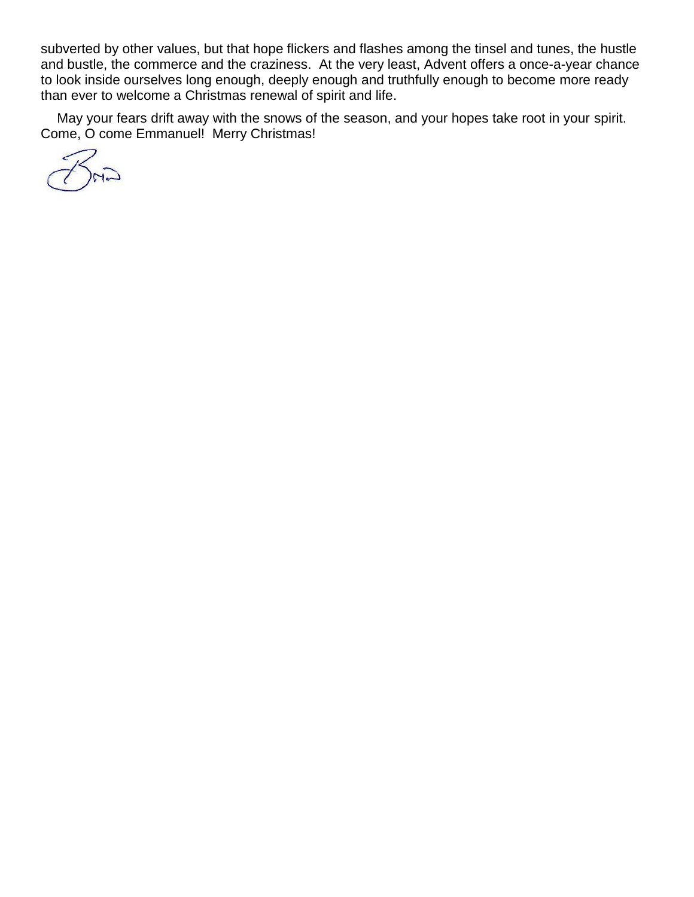subverted by other values, but that hope flickers and flashes among the tinsel and tunes, the hustle and bustle, the commerce and the craziness. At the very least, Advent offers a once-a-year chance to look inside ourselves long enough, deeply enough and truthfully enough to become more ready than ever to welcome a Christmas renewal of spirit and life.

May your fears drift away with the snows of the season, and your hopes take root in your spirit. Come, O come Emmanuel! Merry Christmas!